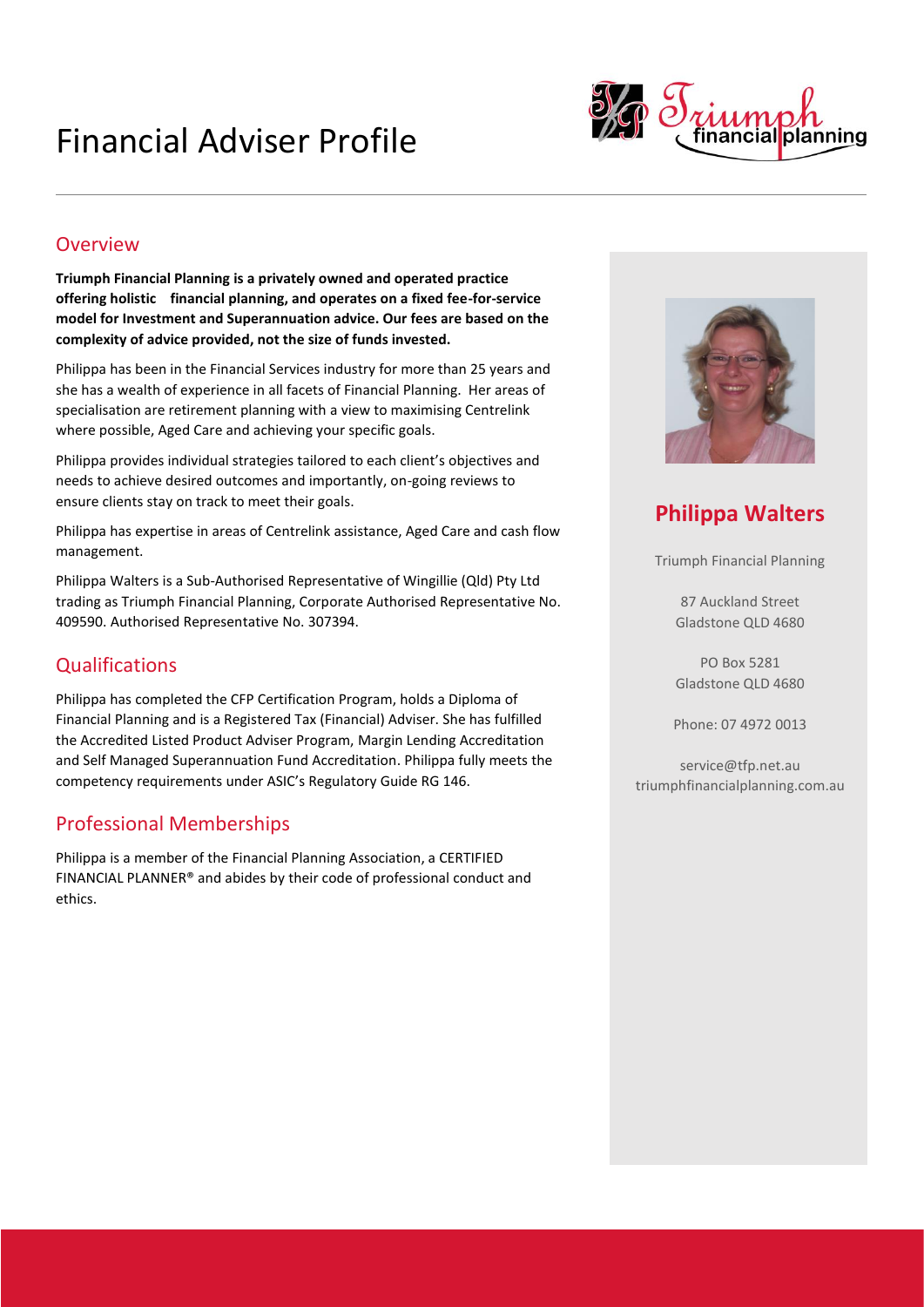# Financial Adviser Profile

## Overview

**Triumph Financial Planning is a privately owned and operated practice offering holistic financial planning, and operates on a fixed fee-for-service model for Investment and Superannuation advice. Our fees are based on the complexity of advice provided, not the size of funds invested.**

Philippa has been in the Financial Services industry for more than 25 years and she has a wealth of experience in all facets of Financial Planning. Her areas of specialisation are retirement planning with a view to maximising Centrelink where possible, Aged Care and achieving your specific goals.

Philippa provides individual strategies tailored to each client's objectives and needs to achieve desired outcomes and importantly, on-going reviews to ensure clients stay on track to meet their goals.

Philippa has expertise in areas of Centrelink assistance, Aged Care and cash flow management.

Philippa Walters is a Sub-Authorised Representative of Wingillie (Qld) Pty Ltd trading as Triumph Financial Planning, Corporate Authorised Representative No. 409590. Authorised Representative No. 307394.

## Qualifications

Philippa has completed the CFP Certification Program, holds a Diploma of Financial Planning and is a Registered Tax (Financial) Adviser. She has fulfilled the Accredited Listed Product Adviser Program, Margin Lending Accreditation and Self Managed Superannuation Fund Accreditation. Philippa fully meets the competency requirements under ASIC's Regulatory Guide RG 146.

## Professional Memberships

Philippa is a member of the Financial Planning Association, a CERTIFIED FINANCIAL PLANNER® and abides by their code of professional conduct and ethics.

## Philippa Walters

Triumph Financial Planning

87 Auckland Street
Gladstone QLD 4680

PO Box 5281
Gladstone QLD 4680

Phone: 07 4972 0013

service@tfp.net.au
triumphfinancialplanning.com.au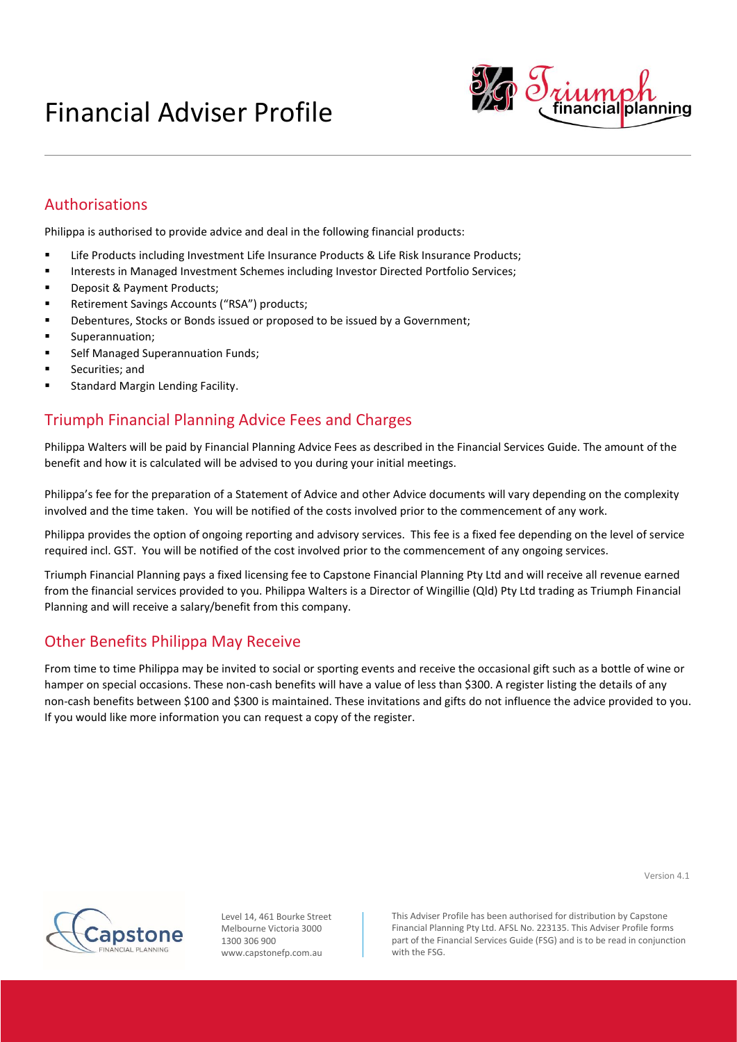# Financial Adviser Profile

## Authorisations

Philippa is authorised to provide advice and deal in the following financial products:

- Life Products including Investment Life Insurance Products & Life Risk Insurance Products;
- Interests in Managed Investment Schemes including Investor Directed Portfolio Services;
- Deposit & Payment Products;
- Retirement Savings Accounts ("RSA") products;
- Debentures, Stocks or Bonds issued or proposed to be issued by a Government;
- Superannuation;
- Self Managed Superannuation Funds;
- Securities; and
- Standard Margin Lending Facility.

## Triumph Financial Planning Advice Fees and Charges

Philippa Walters will be paid by Financial Planning Advice Fees as described in the Financial Services Guide. The amount of the benefit and how it is calculated will be advised to you during your initial meetings.

Philippa's fee for the preparation of a Statement of Advice and other Advice documents will vary depending on the complexity involved and the time taken. You will be notified of the costs involved prior to the commencement of any work.

Philippa provides the option of ongoing reporting and advisory services. This fee is a fixed fee depending on the level of service required incl. GST. You will be notified of the cost involved prior to the commencement of any ongoing services.

Triumph Financial Planning pays a fixed licensing fee to Capstone Financial Planning Pty Ltd and will receive all revenue earned from the financial services provided to you. Philippa Walters is a Director of Wingillie (Qld) Pty Ltd trading as Triumph Financial Planning and will receive a salary/benefit from this company.

## Other Benefits Philippa May Receive

From time to time Philippa may be invited to social or sporting events and receive the occasional gift such as a bottle of wine or hamper on special occasions. These non-cash benefits will have a value of less than $300. A register listing the details of any non-cash benefits between $100 and $300 is maintained. These invitations and gifts do not influence the advice provided to you. If you would like more information you can request a copy of the register.

Version 4.1

Level 14, 461 Bourke Street
Melbourne Victoria 3000
1300 306 900
www.capstonefp.com.au

This Adviser Profile has been authorised for distribution by Capstone Financial Planning Pty Ltd. AFSL No. 223135. This Adviser Profile forms part of the Financial Services Guide (FSG) and is to be read in conjunction with the FSG.